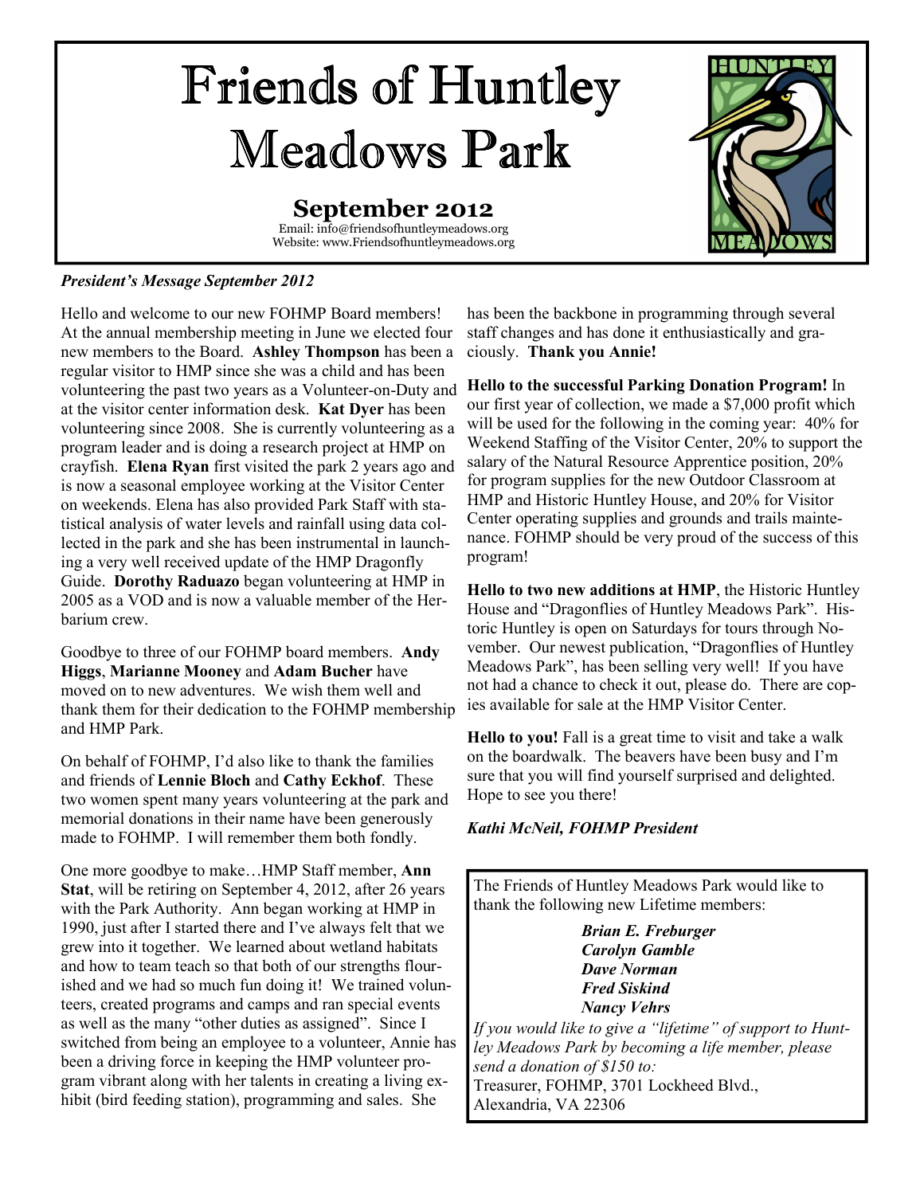# Friends of Huntley Meadows Park

## September 2012

Email: info@friendsofhuntleymeadows.org
Website: www.Friendsofhuntleymeadows.org

***President's Message September 2012***

Hello and welcome to our new FOHMP Board members! At the annual membership meeting in June we elected four new members to the Board. **Ashley Thompson** has been a regular visitor to HMP since she was a child and has been volunteering the past two years as a Volunteer-on-Duty and at the visitor center information desk. **Kat Dyer** has been volunteering since 2008. She is currently volunteering as a program leader and is doing a research project at HMP on crayfish. **Elena Ryan** first visited the park 2 years ago and is now a seasonal employee working at the Visitor Center on weekends. Elena has also provided Park Staff with statistical analysis of water levels and rainfall using data collected in the park and she has been instrumental in launching a very well received update of the HMP Dragonfly Guide. **Dorothy Raduazo** began volunteering at HMP in 2005 as a VOD and is now a valuable member of the Herbarium crew.

Goodbye to three of our FOHMP board members. **Andy Higgs**, **Marianne Mooney** and **Adam Bucher** have moved on to new adventures. We wish them well and thank them for their dedication to the FOHMP membership and HMP Park.

On behalf of FOHMP, I'd also like to thank the families and friends of **Lennie Bloch** and **Cathy Eckhof**. These two women spent many years volunteering at the park and memorial donations in their name have been generously made to FOHMP. I will remember them both fondly.

One more goodbye to make…HMP Staff member, **Ann Stat**, will be retiring on September 4, 2012, after 26 years with the Park Authority. Ann began working at HMP in 1990, just after I started there and I've always felt that we grew into it together. We learned about wetland habitats and how to team teach so that both of our strengths flourished and we had so much fun doing it! We trained volunteers, created programs and camps and ran special events as well as the many "other duties as assigned". Since I switched from being an employee to a volunteer, Annie has been a driving force in keeping the HMP volunteer program vibrant along with her talents in creating a living exhibit (bird feeding station), programming and sales. She has been the backbone in programming through several staff changes and has done it enthusiastically and graciously. **Thank you Annie!**

**Hello to the successful Parking Donation Program!** In our first year of collection, we made a $7,000 profit which will be used for the following in the coming year: 40% for Weekend Staffing of the Visitor Center, 20% to support the salary of the Natural Resource Apprentice position, 20% for program supplies for the new Outdoor Classroom at HMP and Historic Huntley House, and 20% for Visitor Center operating supplies and grounds and trails maintenance. FOHMP should be very proud of the success of this program!

**Hello to two new additions at HMP**, the Historic Huntley House and "Dragonflies of Huntley Meadows Park". Historic Huntley is open on Saturdays for tours through November. Our newest publication, "Dragonflies of Huntley Meadows Park", has been selling very well! If you have not had a chance to check it out, please do. There are copies available for sale at the HMP Visitor Center.

**Hello to you!** Fall is a great time to visit and take a walk on the boardwalk. The beavers have been busy and I'm sure that you will find yourself surprised and delighted. Hope to see you there!

***Kathi McNeil, FOHMP President***

---

The Friends of Huntley Meadows Park would like to thank the following new Lifetime members:

***Brian E. Freburger***
***Carolyn Gamble***
***Dave Norman***
***Fred Siskind***
***Nancy Vehrs***

*If you would like to give a "lifetime" of support to Huntley Meadows Park by becoming a life member, please send a donation of $150 to:*
Treasurer, FOHMP, 3701 Lockheed Blvd.,
Alexandria, VA 22306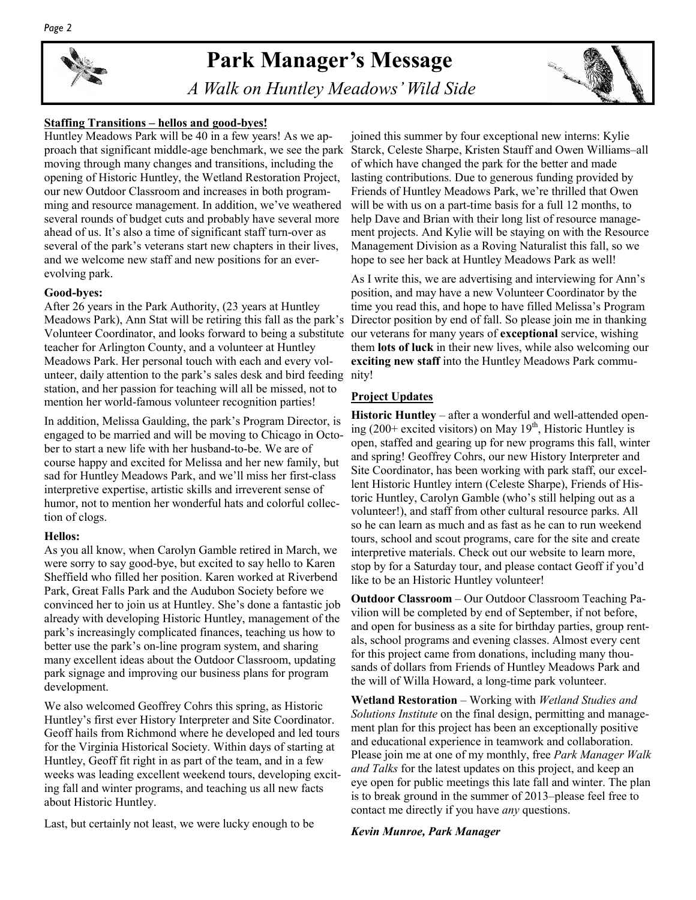# Park Manager's Message

*A Walk on Huntley Meadows' Wild Side*

**Staffing Transitions – hellos and good-byes!**

Huntley Meadows Park will be 40 in a few years! As we approach that significant middle-age benchmark, we see the park moving through many changes and transitions, including the opening of Historic Huntley, the Wetland Restoration Project, our new Outdoor Classroom and increases in both programming and resource management. In addition, we've weathered several rounds of budget cuts and probably have several more ahead of us. It's also a time of significant staff turn-over as several of the park's veterans start new chapters in their lives, and we welcome new staff and new positions for an ever-evolving park.

**Good-byes:**

After 26 years in the Park Authority, (23 years at Huntley Meadows Park), Ann Stat will be retiring this fall as the park's Volunteer Coordinator, and looks forward to being a substitute teacher for Arlington County, and a volunteer at Huntley Meadows Park. Her personal touch with each and every volunteer, daily attention to the park's sales desk and bird feeding station, and her passion for teaching will all be missed, not to mention her world-famous volunteer recognition parties!

In addition, Melissa Gaulding, the park's Program Director, is engaged to be married and will be moving to Chicago in October to start a new life with her husband-to-be. We are of course happy and excited for Melissa and her new family, but sad for Huntley Meadows Park, and we'll miss her first-class interpretive expertise, artistic skills and irreverent sense of humor, not to mention her wonderful hats and colorful collection of clogs.

**Hellos:**

As you all know, when Carolyn Gamble retired in March, we were sorry to say good-bye, but excited to say hello to Karen Sheffield who filled her position. Karen worked at Riverbend Park, Great Falls Park and the Audubon Society before we convinced her to join us at Huntley. She's done a fantastic job already with developing Historic Huntley, management of the park's increasingly complicated finances, teaching us how to better use the park's on-line program system, and sharing many excellent ideas about the Outdoor Classroom, updating park signage and improving our business plans for program development.

We also welcomed Geoffrey Cohrs this spring, as Historic Huntley's first ever History Interpreter and Site Coordinator. Geoff hails from Richmond where he developed and led tours for the Virginia Historical Society. Within days of starting at Huntley, Geoff fit right in as part of the team, and in a few weeks was leading excellent weekend tours, developing exciting fall and winter programs, and teaching us all new facts about Historic Huntley.

Last, but certainly not least, we were lucky enough to be joined this summer by four exceptional new interns: Kylie Starck, Celeste Sharpe, Kristen Stauff and Owen Williams–all of which have changed the park for the better and made lasting contributions. Due to generous funding provided by Friends of Huntley Meadows Park, we're thrilled that Owen will be with us on a part-time basis for a full 12 months, to help Dave and Brian with their long list of resource management projects. And Kylie will be staying on with the Resource Management Division as a Roving Naturalist this fall, so we hope to see her back at Huntley Meadows Park as well!

As I write this, we are advertising and interviewing for Ann's position, and may have a new Volunteer Coordinator by the time you read this, and hope to have filled Melissa's Program Director position by end of fall. So please join me in thanking our veterans for many years of **exceptional** service, wishing them **lots of luck** in their new lives, while also welcoming our **exciting new staff** into the Huntley Meadows Park community!

**Project Updates**

**Historic Huntley** – after a wonderful and well-attended opening (200+ excited visitors) on May 19th, Historic Huntley is open, staffed and gearing up for new programs this fall, winter and spring! Geoffrey Cohrs, our new History Interpreter and Site Coordinator, has been working with park staff, our excellent Historic Huntley intern (Celeste Sharpe), Friends of Historic Huntley, Carolyn Gamble (who's still helping out as a volunteer!), and staff from other cultural resource parks. All so he can learn as much and as fast as he can to run weekend tours, school and scout programs, care for the site and create interpretive materials. Check out our website to learn more, stop by for a Saturday tour, and please contact Geoff if you'd like to be an Historic Huntley volunteer!

**Outdoor Classroom** – Our Outdoor Classroom Teaching Pavilion will be completed by end of September, if not before, and open for business as a site for birthday parties, group rentals, school programs and evening classes. Almost every cent for this project came from donations, including many thousands of dollars from Friends of Huntley Meadows Park and the will of Willa Howard, a long-time park volunteer.

**Wetland Restoration** – Working with *Wetland Studies and Solutions Institute* on the final design, permitting and management plan for this project has been an exceptionally positive and educational experience in teamwork and collaboration. Please join me at one of my monthly, free *Park Manager Walk and Talks* for the latest updates on this project, and keep an eye open for public meetings this late fall and winter. The plan is to break ground in the summer of 2013–please feel free to contact me directly if you have *any* questions.

***Kevin Munroe, Park Manager***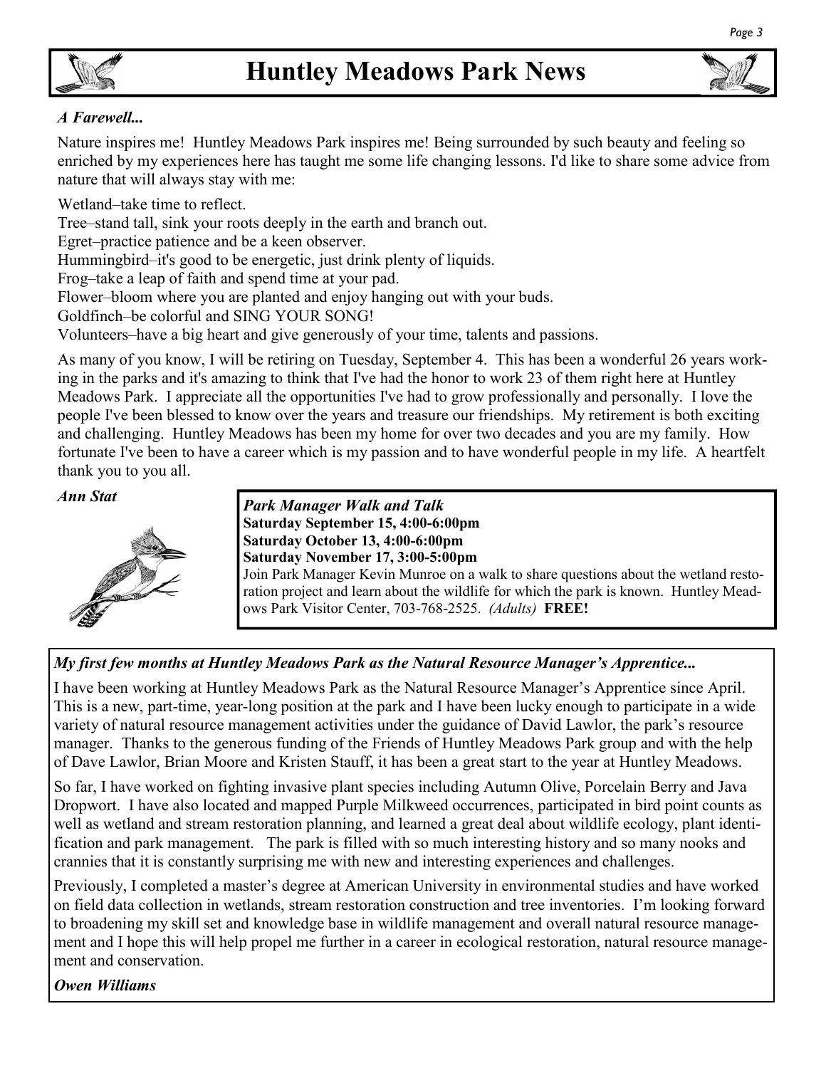# Huntley Meadows Park News

*A Farewell...*

Nature inspires me! Huntley Meadows Park inspires me! Being surrounded by such beauty and feeling so enriched by my experiences here has taught me some life changing lessons. I'd like to share some advice from nature that will always stay with me:

Wetland–take time to reflect.
Tree–stand tall, sink your roots deeply in the earth and branch out.
Egret–practice patience and be a keen observer.
Hummingbird–it's good to be energetic, just drink plenty of liquids.
Frog–take a leap of faith and spend time at your pad.
Flower–bloom where you are planted and enjoy hanging out with your buds.
Goldfinch–be colorful and SING YOUR SONG!
Volunteers–have a big heart and give generously of your time, talents and passions.

As many of you know, I will be retiring on Tuesday, September 4. This has been a wonderful 26 years working in the parks and it's amazing to think that I've had the honor to work 23 of them right here at Huntley Meadows Park. I appreciate all the opportunities I've had to grow professionally and personally. I love the people I've been blessed to know over the years and treasure our friendships. My retirement is both exciting and challenging. Huntley Meadows has been my home for over two decades and you are my family. How fortunate I've been to have a career which is my passion and to have wonderful people in my life. A heartfelt thank you to you all.

***Ann Stat***

***Park Manager Walk and Talk***
**Saturday September 15, 4:00-6:00pm**
**Saturday October 13, 4:00-6:00pm**
**Saturday November 17, 3:00-5:00pm**
Join Park Manager Kevin Munroe on a walk to share questions about the wetland restoration project and learn about the wildlife for which the park is known. Huntley Meadows Park Visitor Center, 703-768-2525. *(Adults)* **FREE!**

***My first few months at Huntley Meadows Park as the Natural Resource Manager's Apprentice...***

I have been working at Huntley Meadows Park as the Natural Resource Manager's Apprentice since April. This is a new, part-time, year-long position at the park and I have been lucky enough to participate in a wide variety of natural resource management activities under the guidance of David Lawlor, the park's resource manager. Thanks to the generous funding of the Friends of Huntley Meadows Park group and with the help of Dave Lawlor, Brian Moore and Kristen Stauff, it has been a great start to the year at Huntley Meadows.

So far, I have worked on fighting invasive plant species including Autumn Olive, Porcelain Berry and Java Dropwort. I have also located and mapped Purple Milkweed occurrences, participated in bird point counts as well as wetland and stream restoration planning, and learned a great deal about wildlife ecology, plant identification and park management. The park is filled with so much interesting history and so many nooks and crannies that it is constantly surprising me with new and interesting experiences and challenges.

Previously, I completed a master's degree at American University in environmental studies and have worked on field data collection in wetlands, stream restoration construction and tree inventories. I'm looking forward to broadening my skill set and knowledge base in wildlife management and overall natural resource management and I hope this will help propel me further in a career in ecological restoration, natural resource management and conservation.

***Owen Williams***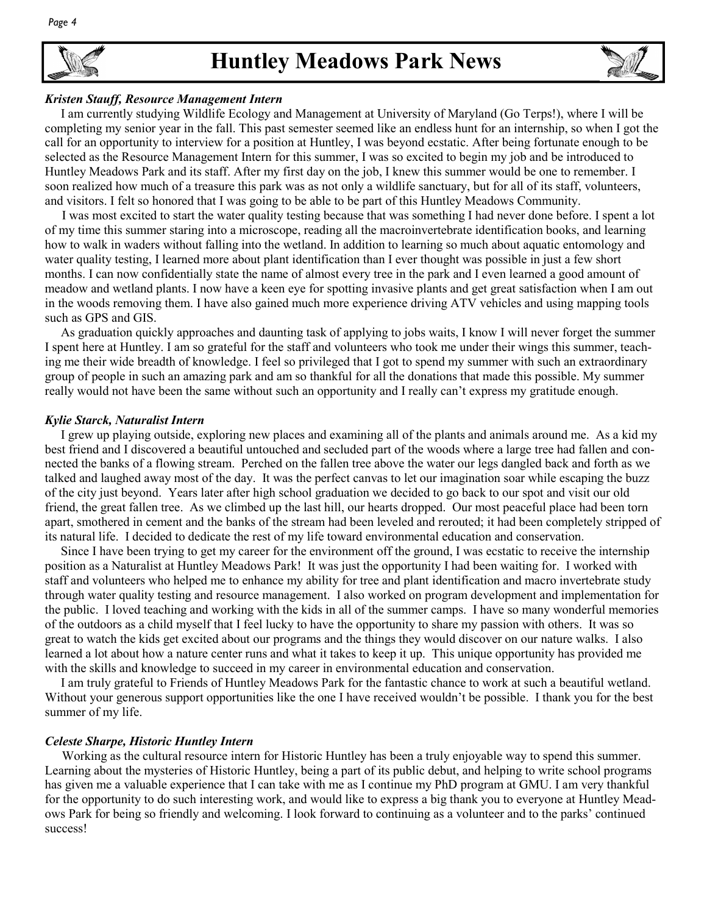# Huntley Meadows Park News

***Kristen Stauff, Resource Management Intern***

I am currently studying Wildlife Ecology and Management at University of Maryland (Go Terps!), where I will be completing my senior year in the fall. This past semester seemed like an endless hunt for an internship, so when I got the call for an opportunity to interview for a position at Huntley, I was beyond ecstatic. After being fortunate enough to be selected as the Resource Management Intern for this summer, I was so excited to begin my job and be introduced to Huntley Meadows Park and its staff. After my first day on the job, I knew this summer would be one to remember. I soon realized how much of a treasure this park was as not only a wildlife sanctuary, but for all of its staff, volunteers, and visitors. I felt so honored that I was going to be able to be part of this Huntley Meadows Community.

I was most excited to start the water quality testing because that was something I had never done before. I spent a lot of my time this summer staring into a microscope, reading all the macroinvertebrate identification books, and learning how to walk in waders without falling into the wetland. In addition to learning so much about aquatic entomology and water quality testing, I learned more about plant identification than I ever thought was possible in just a few short months. I can now confidentially state the name of almost every tree in the park and I even learned a good amount of meadow and wetland plants. I now have a keen eye for spotting invasive plants and get great satisfaction when I am out in the woods removing them. I have also gained much more experience driving ATV vehicles and using mapping tools such as GPS and GIS.

As graduation quickly approaches and daunting task of applying to jobs waits, I know I will never forget the summer I spent here at Huntley. I am so grateful for the staff and volunteers who took me under their wings this summer, teaching me their wide breadth of knowledge. I feel so privileged that I got to spend my summer with such an extraordinary group of people in such an amazing park and am so thankful for all the donations that made this possible. My summer really would not have been the same without such an opportunity and I really can't express my gratitude enough.

***Kylie Starck, Naturalist Intern***

I grew up playing outside, exploring new places and examining all of the plants and animals around me. As a kid my best friend and I discovered a beautiful untouched and secluded part of the woods where a large tree had fallen and connected the banks of a flowing stream. Perched on the fallen tree above the water our legs dangled back and forth as we talked and laughed away most of the day. It was the perfect canvas to let our imagination soar while escaping the buzz of the city just beyond. Years later after high school graduation we decided to go back to our spot and visit our old friend, the great fallen tree. As we climbed up the last hill, our hearts dropped. Our most peaceful place had been torn apart, smothered in cement and the banks of the stream had been leveled and rerouted; it had been completely stripped of its natural life. I decided to dedicate the rest of my life toward environmental education and conservation.

Since I have been trying to get my career for the environment off the ground, I was ecstatic to receive the internship position as a Naturalist at Huntley Meadows Park! It was just the opportunity I had been waiting for. I worked with staff and volunteers who helped me to enhance my ability for tree and plant identification and macro invertebrate study through water quality testing and resource management. I also worked on program development and implementation for the public. I loved teaching and working with the kids in all of the summer camps. I have so many wonderful memories of the outdoors as a child myself that I feel lucky to have the opportunity to share my passion with others. It was so great to watch the kids get excited about our programs and the things they would discover on our nature walks. I also learned a lot about how a nature center runs and what it takes to keep it up. This unique opportunity has provided me with the skills and knowledge to succeed in my career in environmental education and conservation.

I am truly grateful to Friends of Huntley Meadows Park for the fantastic chance to work at such a beautiful wetland. Without your generous support opportunities like the one I have received wouldn't be possible. I thank you for the best summer of my life.

***Celeste Sharpe, Historic Huntley Intern***

Working as the cultural resource intern for Historic Huntley has been a truly enjoyable way to spend this summer. Learning about the mysteries of Historic Huntley, being a part of its public debut, and helping to write school programs has given me a valuable experience that I can take with me as I continue my PhD program at GMU. I am very thankful for the opportunity to do such interesting work, and would like to express a big thank you to everyone at Huntley Meadows Park for being so friendly and welcoming. I look forward to continuing as a volunteer and to the parks' continued success!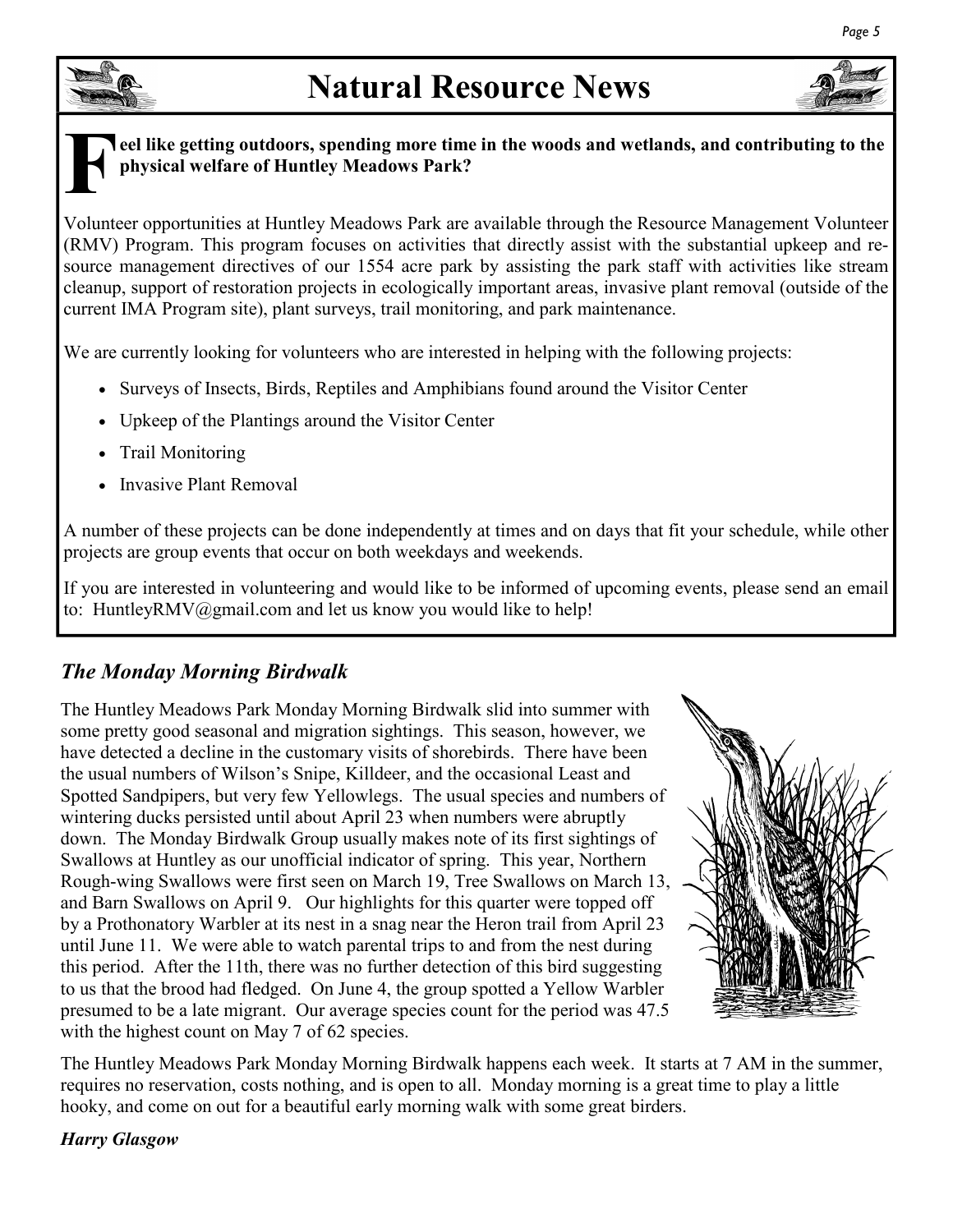# Natural Resource News

**Feel like getting outdoors, spending more time in the woods and wetlands, and contributing to the physical welfare of Huntley Meadows Park?**

Volunteer opportunities at Huntley Meadows Park are available through the Resource Management Volunteer (RMV) Program. This program focuses on activities that directly assist with the substantial upkeep and resource management directives of our 1554 acre park by assisting the park staff with activities like stream cleanup, support of restoration projects in ecologically important areas, invasive plant removal (outside of the current IMA Program site), plant surveys, trail monitoring, and park maintenance.

We are currently looking for volunteers who are interested in helping with the following projects:

- Surveys of Insects, Birds, Reptiles and Amphibians found around the Visitor Center
- Upkeep of the Plantings around the Visitor Center
- Trail Monitoring
- Invasive Plant Removal

A number of these projects can be done independently at times and on days that fit your schedule, while other projects are group events that occur on both weekdays and weekends.

If you are interested in volunteering and would like to be informed of upcoming events, please send an email to: HuntleyRMV@gmail.com and let us know you would like to help!

## *The Monday Morning Birdwalk*

The Huntley Meadows Park Monday Morning Birdwalk slid into summer with some pretty good seasonal and migration sightings. This season, however, we have detected a decline in the customary visits of shorebirds. There have been the usual numbers of Wilson's Snipe, Killdeer, and the occasional Least and Spotted Sandpipers, but very few Yellowlegs. The usual species and numbers of wintering ducks persisted until about April 23 when numbers were abruptly down. The Monday Birdwalk Group usually makes note of its first sightings of Swallows at Huntley as our unofficial indicator of spring. This year, Northern Rough-wing Swallows were first seen on March 19, Tree Swallows on March 13, and Barn Swallows on April 9. Our highlights for this quarter were topped off by a Prothonatory Warbler at its nest in a snag near the Heron trail from April 23 until June 11. We were able to watch parental trips to and from the nest during this period. After the 11th, there was no further detection of this bird suggesting to us that the brood had fledged. On June 4, the group spotted a Yellow Warbler presumed to be a late migrant. Our average species count for the period was 47.5 with the highest count on May 7 of 62 species.

The Huntley Meadows Park Monday Morning Birdwalk happens each week. It starts at 7 AM in the summer, requires no reservation, costs nothing, and is open to all. Monday morning is a great time to play a little hooky, and come on out for a beautiful early morning walk with some great birders.

***Harry Glasgow***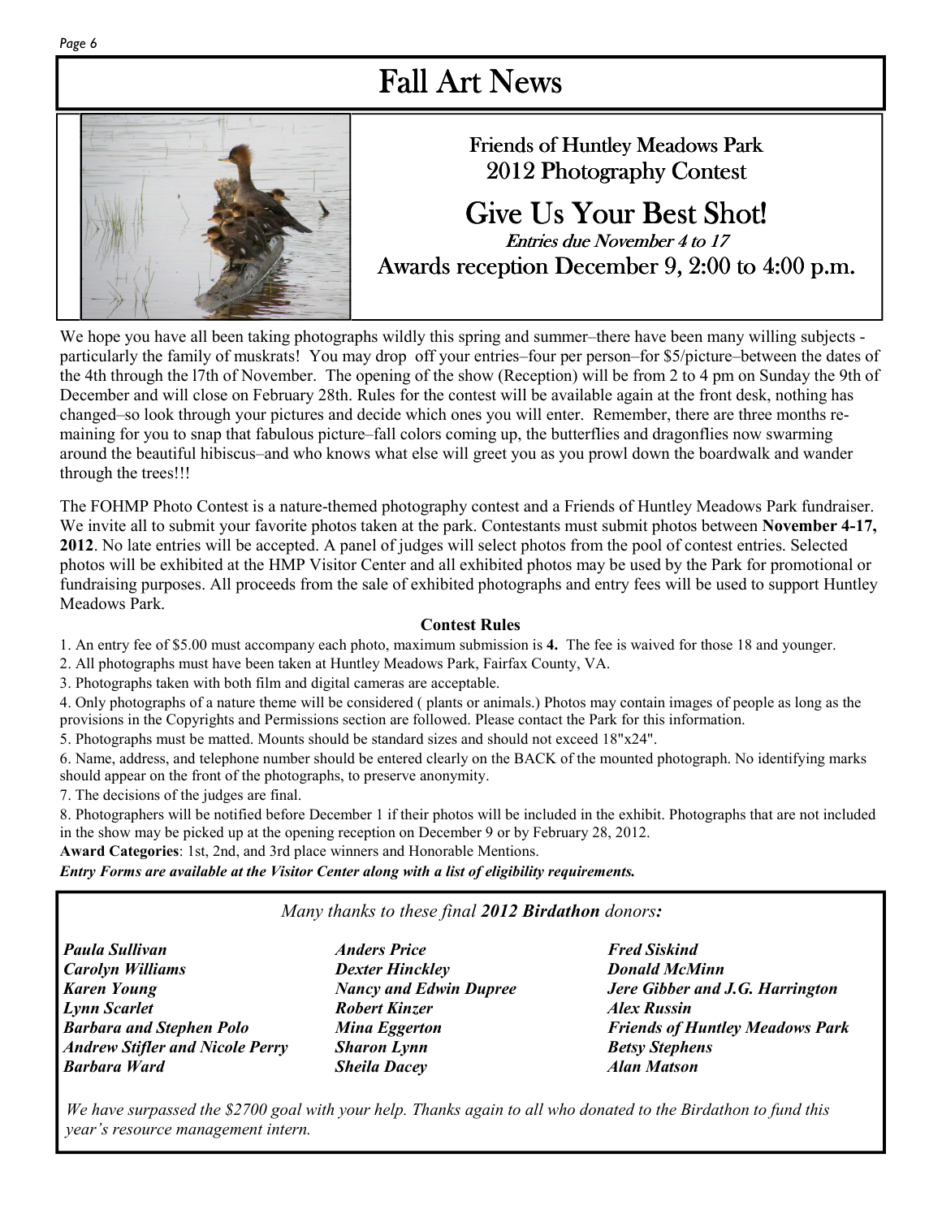# Fall Art News

## Friends of Huntley Meadows Park 2012 Photography Contest

## Give Us Your Best Shot!

*Entries due November 4 to 17*

Awards reception December 9, 2:00 to 4:00 p.m.

We hope you have all been taking photographs wildly this spring and summer–there have been many willing subjects - particularly the family of muskrats! You may drop off your entries–four per person–for $5/picture–between the dates of the 4th through the l7th of November. The opening of the show (Reception) will be from 2 to 4 pm on Sunday the 9th of December and will close on February 28th. Rules for the contest will be available again at the front desk, nothing has changed–so look through your pictures and decide which ones you will enter. Remember, there are three months remaining for you to snap that fabulous picture–fall colors coming up, the butterflies and dragonflies now swarming around the beautiful hibiscus–and who knows what else will greet you as you prowl down the boardwalk and wander through the trees!!!

The FOHMP Photo Contest is a nature-themed photography contest and a Friends of Huntley Meadows Park fundraiser. We invite all to submit your favorite photos taken at the park. Contestants must submit photos between **November 4-17, 2012**. No late entries will be accepted. A panel of judges will select photos from the pool of contest entries. Selected photos will be exhibited at the HMP Visitor Center and all exhibited photos may be used by the Park for promotional or fundraising purposes. All proceeds from the sale of exhibited photographs and entry fees will be used to support Huntley Meadows Park.

**Contest Rules**

1. An entry fee of $5.00 must accompany each photo, maximum submission is **4.** The fee is waived for those 18 and younger.
2. All photographs must have been taken at Huntley Meadows Park, Fairfax County, VA.
3. Photographs taken with both film and digital cameras are acceptable.
4. Only photographs of a nature theme will be considered ( plants or animals.) Photos may contain images of people as long as the provisions in the Copyrights and Permissions section are followed. Please contact the Park for this information.
5. Photographs must be matted. Mounts should be standard sizes and should not exceed 18"x24".
6. Name, address, and telephone number should be entered clearly on the BACK of the mounted photograph. No identifying marks should appear on the front of the photographs, to preserve anonymity.
7. The decisions of the judges are final.
8. Photographers will be notified before December 1 if their photos will be included in the exhibit. Photographs that are not included in the show may be picked up at the opening reception on December 9 or by February 28, 2012.

**Award Categories**: 1st, 2nd, and 3rd place winners and Honorable Mentions.

***Entry Forms are available at the Visitor Center along with a list of eligibility requirements.***

*Many thanks to these final **2012 Birdathon** donors:*

***Paula Sullivan***
***Carolyn Williams***
***Karen Young***
***Lynn Scarlet***
***Barbara and Stephen Polo***
***Andrew Stifler and Nicole Perry***
***Barbara Ward***
***Anders Price***
***Dexter Hinckley***
***Nancy and Edwin Dupree***
***Robert Kinzer***
***Mina Eggerton***
***Sharon Lynn***
***Sheila Dacey***
***Fred Siskind***
***Donald McMinn***
***Jere Gibber and J.G. Harrington***
***Alex Russin***
***Friends of Huntley Meadows Park***
***Betsy Stephens***
***Alan Matson***

*We have surpassed the $2700 goal with your help. Thanks again to all who donated to the Birdathon to fund this year's resource management intern.*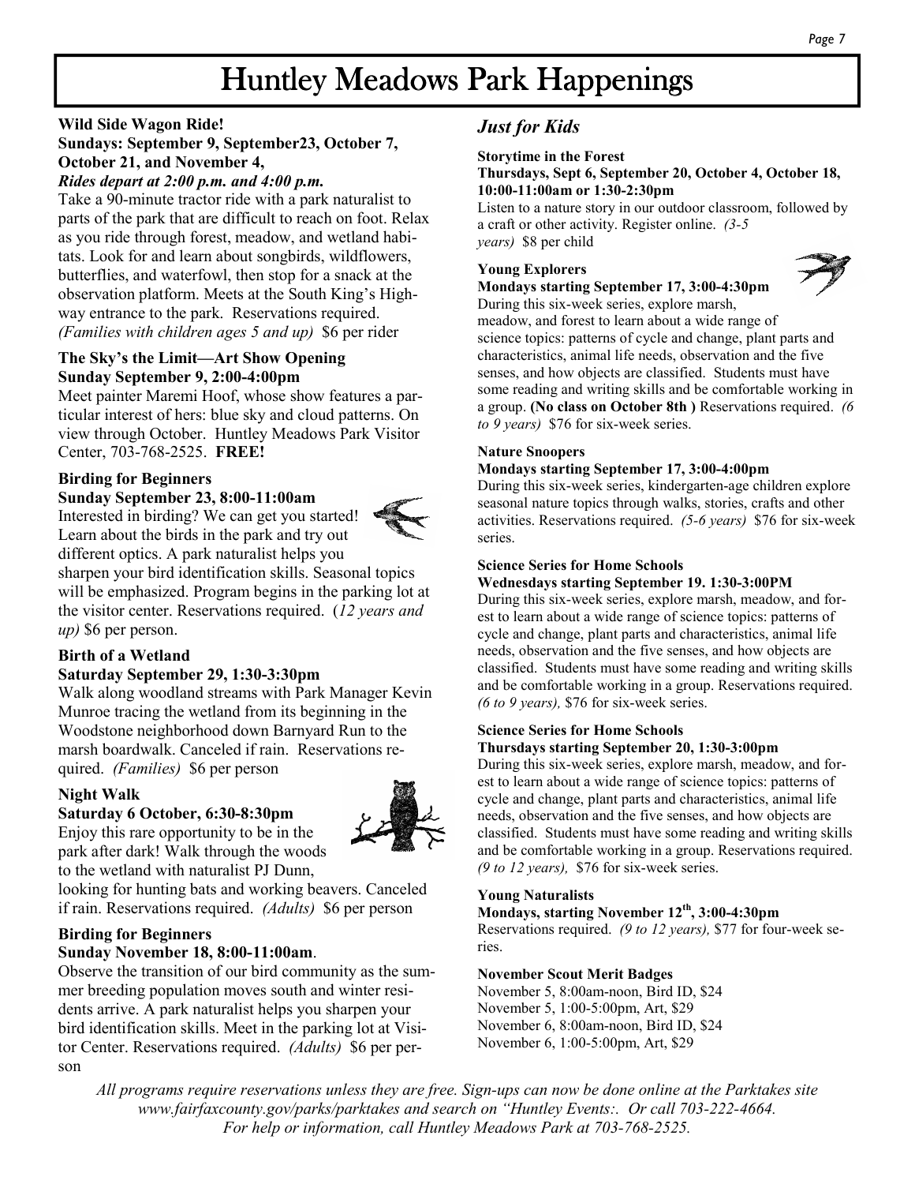# Huntley Meadows Park Happenings

**Wild Side Wagon Ride!**
**Sundays: September 9, September23, October 7, October 21, and November 4,**
***Rides depart at 2:00 p.m. and 4:00 p.m.***

Take a 90-minute tractor ride with a park naturalist to parts of the park that are difficult to reach on foot. Relax as you ride through forest, meadow, and wetland habitats. Look for and learn about songbirds, wildflowers, butterflies, and waterfowl, then stop for a snack at the observation platform. Meets at the South King's Highway entrance to the park. Reservations required. *(Families with children ages 5 and up)* $6 per rider

**The Sky's the Limit—Art Show Opening**
**Sunday September 9, 2:00-4:00pm**

Meet painter Maremi Hoof, whose show features a particular interest of hers: blue sky and cloud patterns. On view through October. Huntley Meadows Park Visitor Center, 703-768-2525. **FREE!**

**Birding for Beginners**
**Sunday September 23, 8:00-11:00am**

Interested in birding? We can get you started! Learn about the birds in the park and try out different optics. A park naturalist helps you sharpen your bird identification skills. Seasonal topics will be emphasized. Program begins in the parking lot at the visitor center. Reservations required. (*12 years and up)* $6 per person.

**Birth of a Wetland**
**Saturday September 29, 1:30-3:30pm**

Walk along woodland streams with Park Manager Kevin Munroe tracing the wetland from its beginning in the Woodstone neighborhood down Barnyard Run to the marsh boardwalk. Canceled if rain. Reservations required. *(Families)* $6 per person

**Night Walk**
**Saturday 6 October, 6:30-8:30pm**

Enjoy this rare opportunity to be in the park after dark! Walk through the woods to the wetland with naturalist PJ Dunn, looking for hunting bats and working beavers. Canceled if rain. Reservations required. *(Adults)* $6 per person

**Birding for Beginners**
**Sunday November 18, 8:00-11:00am**.

Observe the transition of our bird community as the summer breeding population moves south and winter residents arrive. A park naturalist helps you sharpen your bird identification skills. Meet in the parking lot at Visitor Center. Reservations required. *(Adults)* $6 per person

## *Just for Kids*

**Storytime in the Forest**
**Thursdays, Sept 6, September 20, October 4, October 18, 10:00-11:00am or 1:30-2:30pm**

Listen to a nature story in our outdoor classroom, followed by a craft or other activity. Register online. *(3-5 years)* $8 per child

**Young Explorers**
**Mondays starting September 17, 3:00-4:30pm**

During this six-week series, explore marsh, meadow, and forest to learn about a wide range of science topics: patterns of cycle and change, plant parts and characteristics, animal life needs, observation and the five senses, and how objects are classified. Students must have some reading and writing skills and be comfortable working in a group. **(No class on October 8th )** Reservations required. *(6 to 9 years)* $76 for six-week series.

**Nature Snoopers**
**Mondays starting September 17, 3:00-4:00pm**

During this six-week series, kindergarten-age children explore seasonal nature topics through walks, stories, crafts and other activities. Reservations required. *(5-6 years)* $76 for six-week series.

**Science Series for Home Schools**
**Wednesdays starting September 19. 1:30-3:00PM**

During this six-week series, explore marsh, meadow, and forest to learn about a wide range of science topics: patterns of cycle and change, plant parts and characteristics, animal life needs, observation and the five senses, and how objects are classified. Students must have some reading and writing skills and be comfortable working in a group. Reservations required. *(6 to 9 years),* $76 for six-week series.

**Science Series for Home Schools**
**Thursdays starting September 20, 1:30-3:00pm**

During this six-week series, explore marsh, meadow, and forest to learn about a wide range of science topics: patterns of cycle and change, plant parts and characteristics, animal life needs, observation and the five senses, and how objects are classified. Students must have some reading and writing skills and be comfortable working in a group. Reservations required. *(9 to 12 years),* $76 for six-week series.

**Young Naturalists**
**Mondays, starting November 12th, 3:00-4:30pm**

Reservations required. *(9 to 12 years),* $77 for four-week series.

**November Scout Merit Badges**

November 5, 8:00am-noon, Bird ID, $24
November 5, 1:00-5:00pm, Art, $29
November 6, 8:00am-noon, Bird ID, $24
November 6, 1:00-5:00pm, Art, $29

*All programs require reservations unless they are free. Sign-ups can now be done online at the Parktakes site www.fairfaxcounty.gov/parks/parktakes and search on "Huntley Events:. Or call 703-222-4664. For help or information, call Huntley Meadows Park at 703-768-2525.*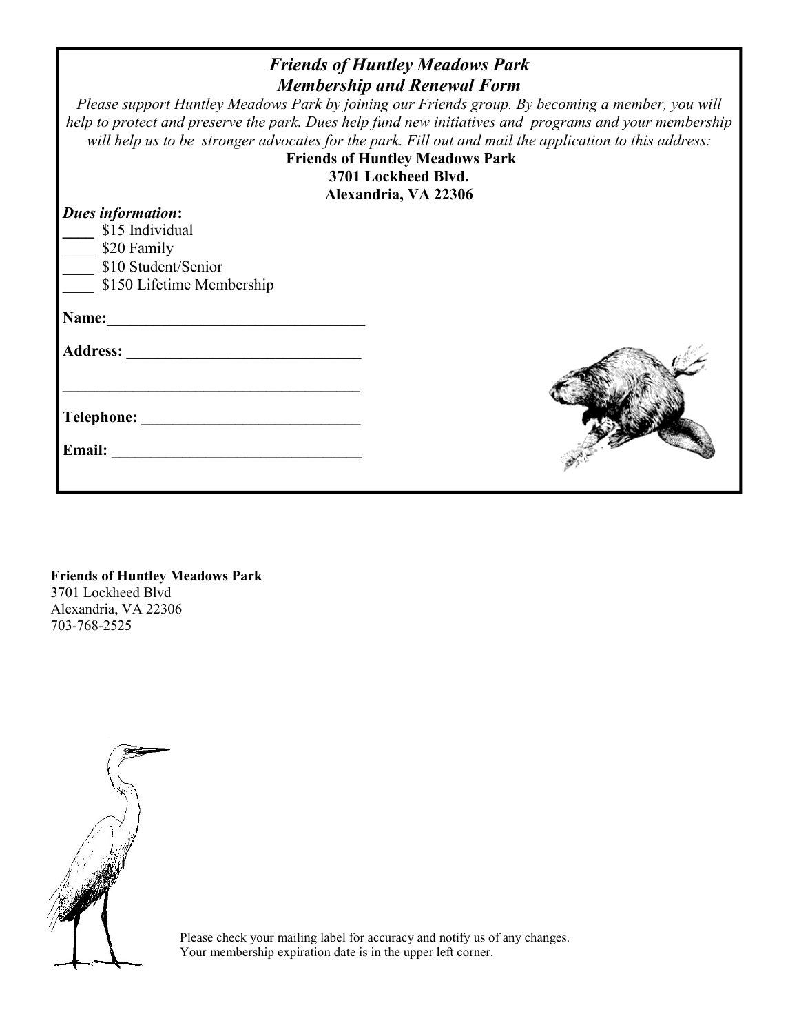## *Friends of Huntley Meadows Park*
## *Membership and Renewal Form*

*Please support Huntley Meadows Park by joining our Friends group. By becoming a member, you will help to protect and preserve the park. Dues help fund new initiatives and programs and your membership will help us to be stronger advocates for the park. Fill out and mail the application to this address:*

**Friends of Huntley Meadows Park**
**3701 Lockheed Blvd.**
**Alexandria, VA 22306**

***Dues information*:**

____ $15 Individual
____ $20 Family
____ $10 Student/Senior
____ $150 Lifetime Membership

**Name:**_________________________________

**Address:** ______________________________

______________________________________

**Telephone:** ____________________________

**Email:** ________________________________

**Friends of Huntley Meadows Park**
3701 Lockheed Blvd
Alexandria, VA 22306
703-768-2525

Please check your mailing label for accuracy and notify us of any changes.
Your membership expiration date is in the upper left corner.